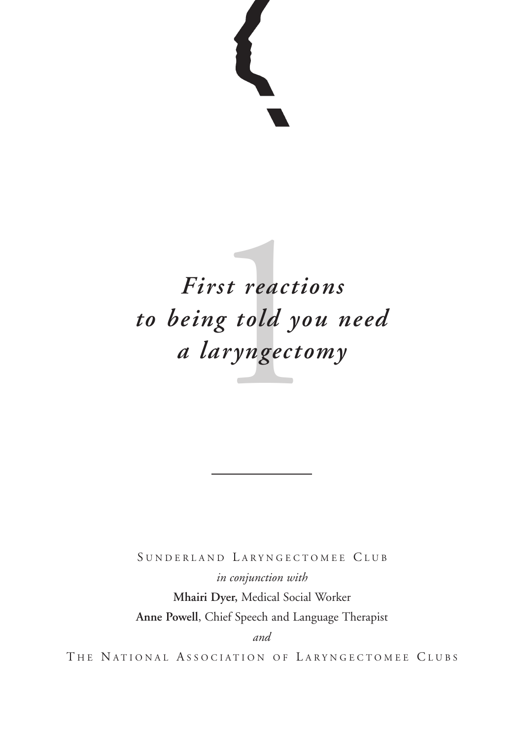# *First reactions to being told you need a laryngectomy*

Sunderland Laryngectomee Club

*in conjunction with*

**Mhairi Dyer,** Medical Social Worker

**Anne Powell**, Chief Speech and Language Therapist

*and*

The National Association of Laryngectomee Clubs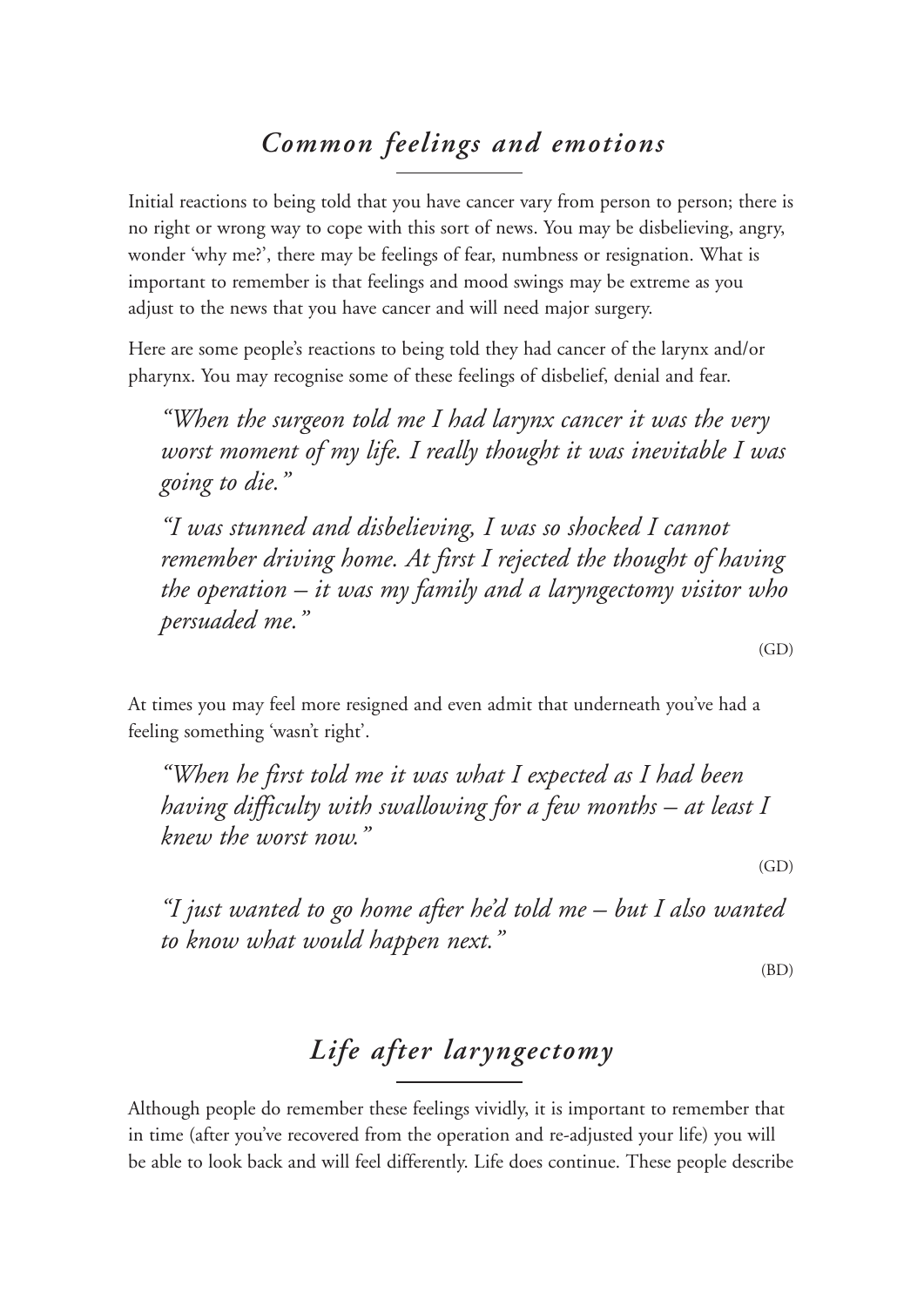## *Common feelings and emotions*

Initial reactions to being told that you have cancer vary from person to person; there is no right or wrong way to cope with this sort of news. You may be disbelieving, angry, wonder 'why me?', there may be feelings of fear, numbness or resignation. What is important to remember is that feelings and mood swings may be extreme as you adjust to the news that you have cancer and will need major surgery.

Here are some people's reactions to being told they had cancer of the larynx and/or pharynx. You may recognise some of these feelings of disbelief, denial and fear.

> *"When the surgeon told me I had larynx cancer it was the very worst moment of my life. I really thought it was inevitable I was going to die."*
>
> *"I was stunned and disbelieving, I was so shocked I cannot remember driving home. At first I rejected the thought of having the operation – it was my family and a laryngectomy visitor who persuaded me."*
>
> (GD)

At times you may feel more resigned and even admit that underneath you've had a feeling something 'wasn't right'.

> *"When he first told me it was what I expected as I had been having difficulty with swallowing for a few months – at least I knew the worst now."*
>
> (GD)

> *"I just wanted to go home after he'd told me – but I also wanted to know what would happen next."*
>
> (BD)

## *Life after laryngectomy*

Although people do remember these feelings vividly, it is important to remember that in time (after you've recovered from the operation and re-adjusted your life) you will be able to look back and will feel differently. Life does continue. These people describe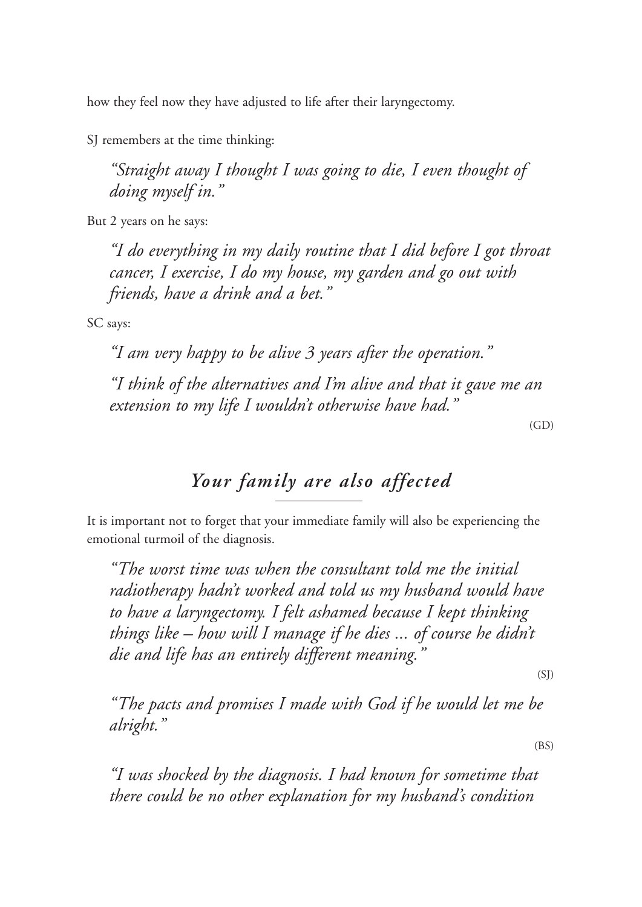how they feel now they have adjusted to life after their laryngectomy.

SJ remembers at the time thinking:

> *"Straight away I thought I was going to die, I even thought of doing myself in."*

But 2 years on he says:

> *"I do everything in my daily routine that I did before I got throat cancer, I exercise, I do my house, my garden and go out with friends, have a drink and a bet."*

SC says:

> *"I am very happy to be alive 3 years after the operation."*
>
> *"I think of the alternatives and I'm alive and that it gave me an extension to my life I wouldn't otherwise have had."*
>
> (GD)

## *Your family are also affected*

It is important not to forget that your immediate family will also be experiencing the emotional turmoil of the diagnosis.

> *"The worst time was when the consultant told me the initial radiotherapy hadn't worked and told us my husband would have to have a laryngectomy. I felt ashamed because I kept thinking things like – how will I manage if he dies ... of course he didn't die and life has an entirely different meaning."*
>
> (SJ)

> *"The pacts and promises I made with God if he would let me be alright."*
>
> (BS)

> *"I was shocked by the diagnosis. I had known for sometime that there could be no other explanation for my husband's condition*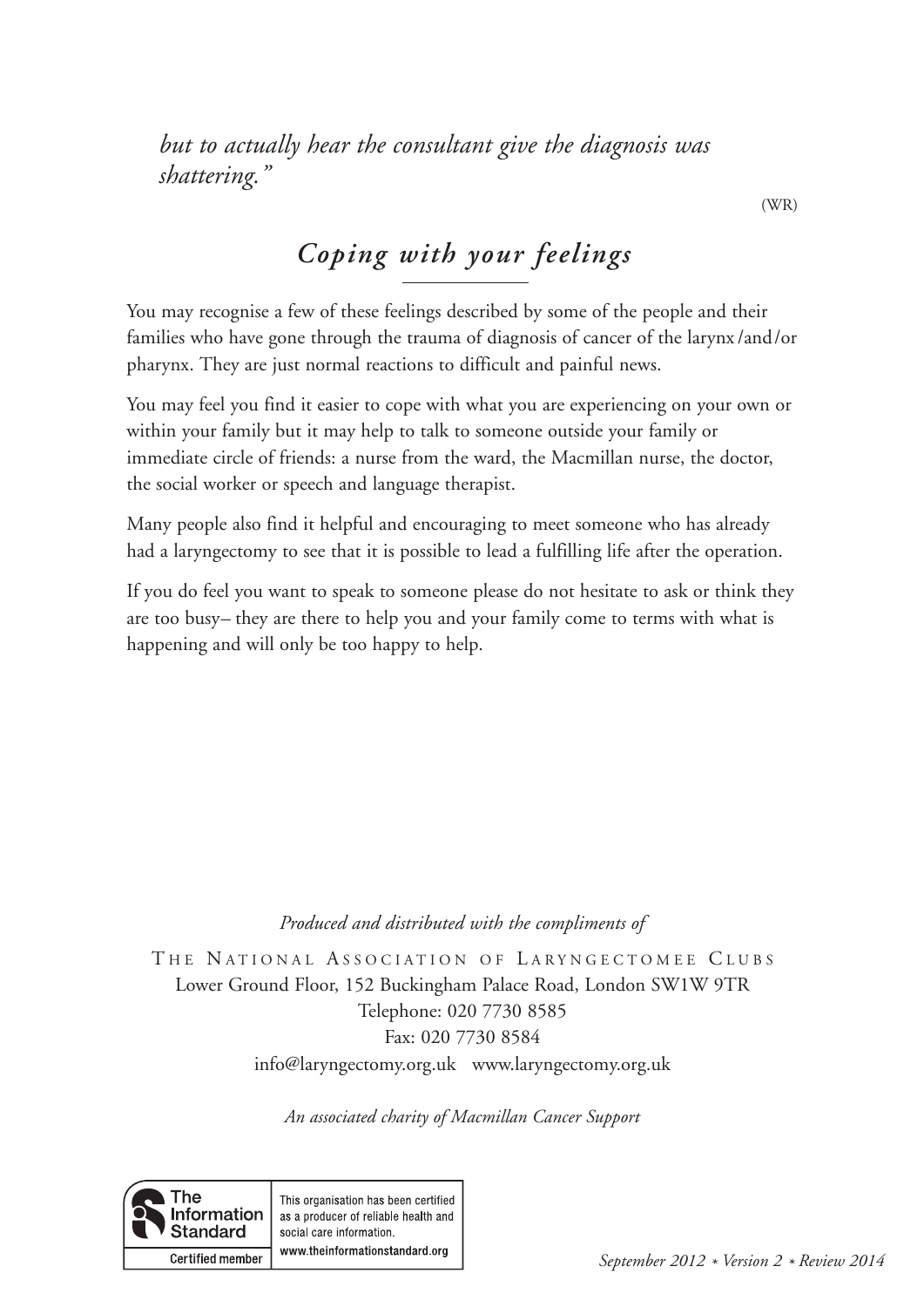*but to actually hear the consultant give the diagnosis was shattering."*

(WR)

## *Coping with your feelings*

You may recognise a few of these feelings described by some of the people and their families who have gone through the trauma of diagnosis of cancer of the larynx /and/or pharynx. They are just normal reactions to difficult and painful news.

You may feel you find it easier to cope with what you are experiencing on your own or within your family but it may help to talk to someone outside your family or immediate circle of friends: a nurse from the ward, the Macmillan nurse, the doctor, the social worker or speech and language therapist.

Many people also find it helpful and encouraging to meet someone who has already had a laryngectomy to see that it is possible to lead a fulfilling life after the operation.

If you do feel you want to speak to someone please do not hesitate to ask or think they are too busy– they are there to help you and your family come to terms with what is happening and will only be too happy to help.

*Produced and distributed with the compliments of*

THE NATIONAL ASSOCIATION OF LARYNGECTOMEE CLUBS
Lower Ground Floor, 152 Buckingham Palace Road, London SW1W 9TR
Telephone: 020 7730 8585
Fax: 020 7730 8584
info@laryngectomy.org.uk www.laryngectomy.org.uk

*An associated charity of Macmillan Cancer Support*

The Information Standard
Certified member

This organisation has been certified as a producer of reliable health and social care information.
www.theinformationstandard.org

*September 2012 * Version 2 * Review 2014*